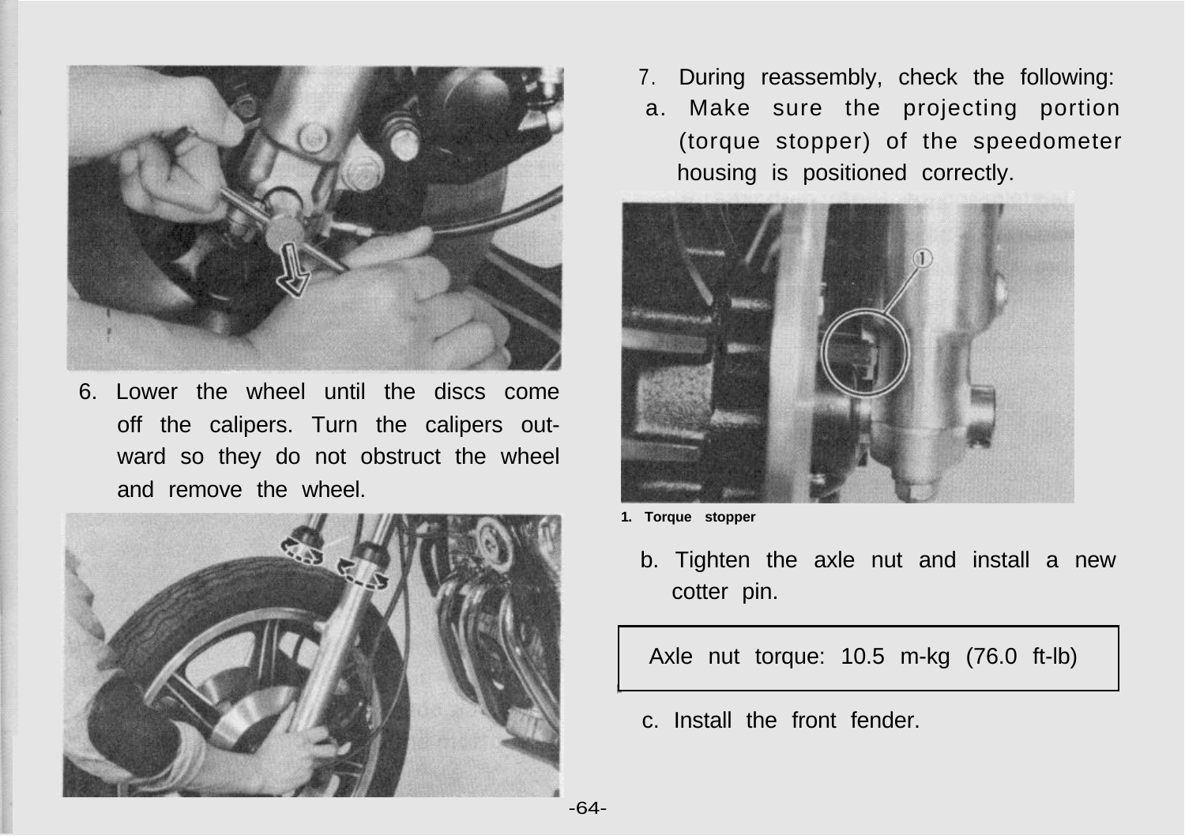6. Lower the wheel until the discs come off the calipers. Turn the calipers outward so they do not obstruct the wheel and remove the wheel.

7. During reassembly, check the following:
   a. Make sure the projecting portion (torque stopper) of the speedometer housing is positioned correctly.

1. Torque stopper

   b. Tighten the axle nut and install a new cotter pin.

| Axle nut torque: 10.5 m-kg (76.0 ft-lb) |
|---|

   c. Install the front fender.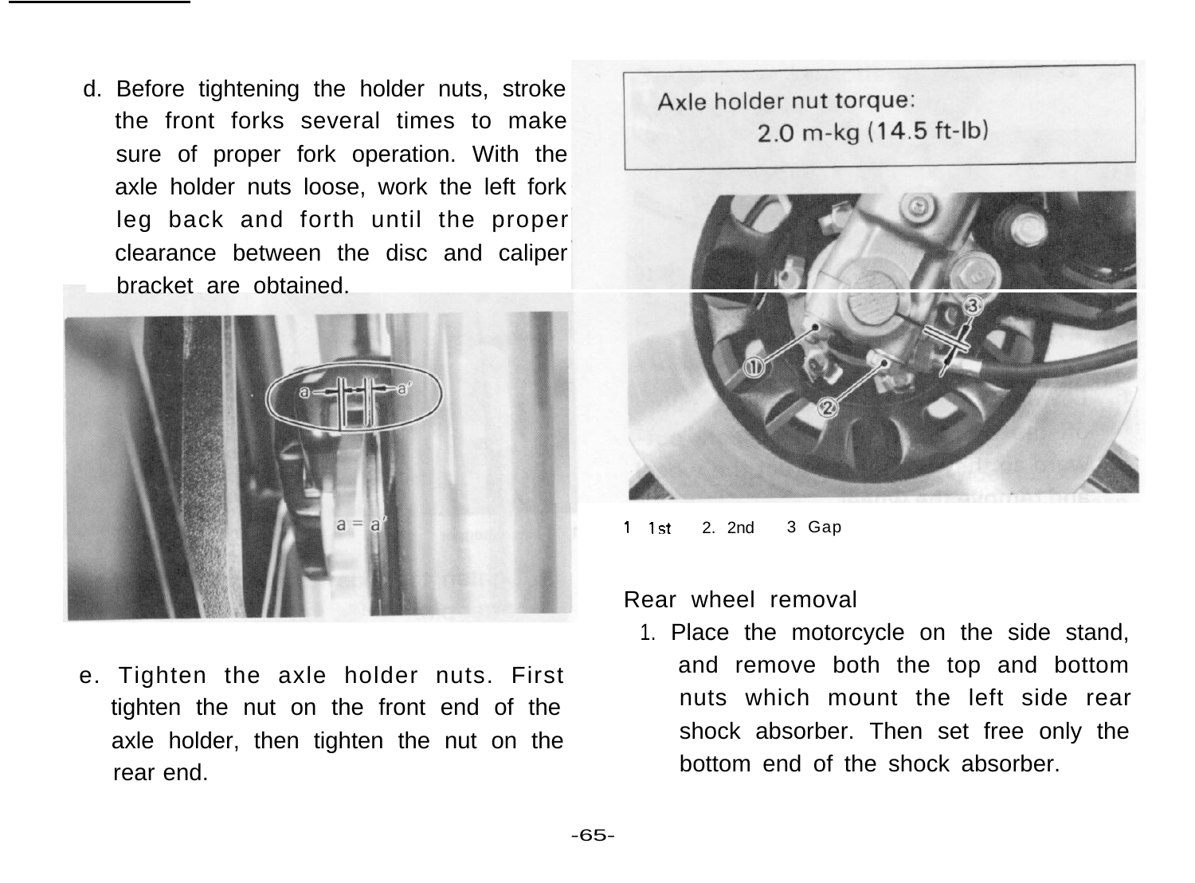d. Before tightening the holder nuts, stroke the front forks several times to make sure of proper fork operation. With the axle holder nuts loose, work the left fork leg back and forth until the proper clearance between the disc and caliper bracket are obtained.

a = a'

e. Tighten the axle holder nuts. First tighten the nut on the front end of the axle holder, then tighten the nut on the rear end.

Axle holder nut torque:
2.0 m-kg (14.5 ft-lb)

1. 1st 2. 2nd 3. Gap

Rear wheel removal

1. Place the motorcycle on the side stand, and remove both the top and bottom nuts which mount the left side rear shock absorber. Then set free only the bottom end of the shock absorber.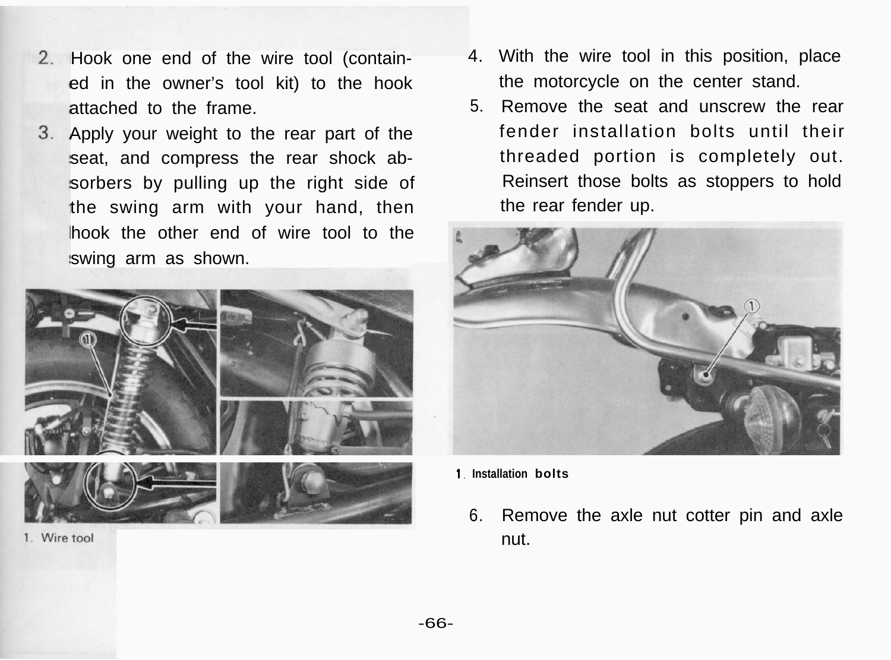2. Hook one end of the wire tool (contained in the owner's tool kit) to the hook attached to the frame.
3. Apply your weight to the rear part of the seat, and compress the rear shock absorbers by pulling up the right side of the swing arm with your hand, then hook the other end of wire tool to the swing arm as shown.

1. Wire tool

4. With the wire tool in this position, place the motorcycle on the center stand.
5. Remove the seat and unscrew the rear fender installation bolts until their threaded portion is completely out. Reinsert those bolts as stoppers to hold the rear fender up.

1. Installation bolts

6. Remove the axle nut cotter pin and axle nut.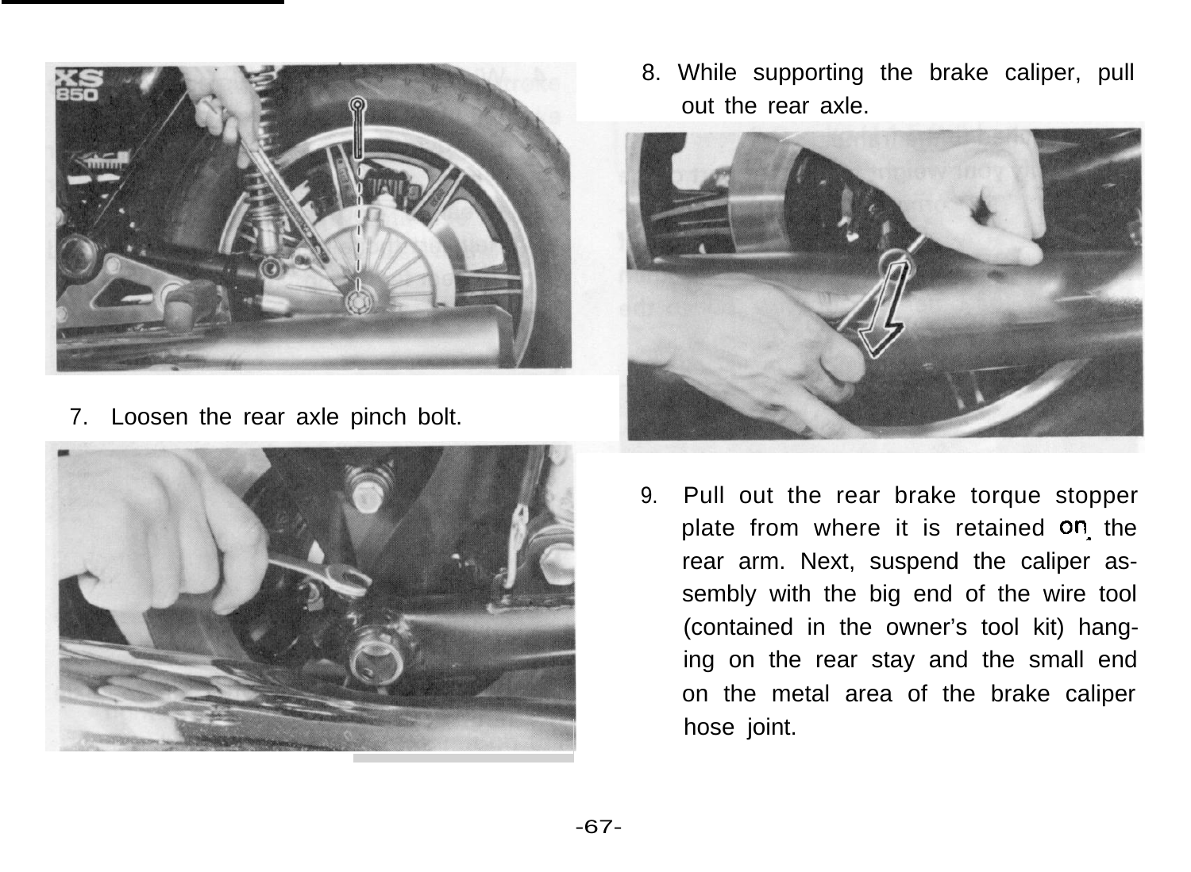7. Loosen the rear axle pinch bolt.

8. While supporting the brake caliper, pull out the rear axle.

9. Pull out the rear brake torque stopper plate from where it is retained on the rear arm. Next, suspend the caliper assembly with the big end of the wire tool (contained in the owner's tool kit) hanging on the rear stay and the small end on the metal area of the brake caliper hose joint.